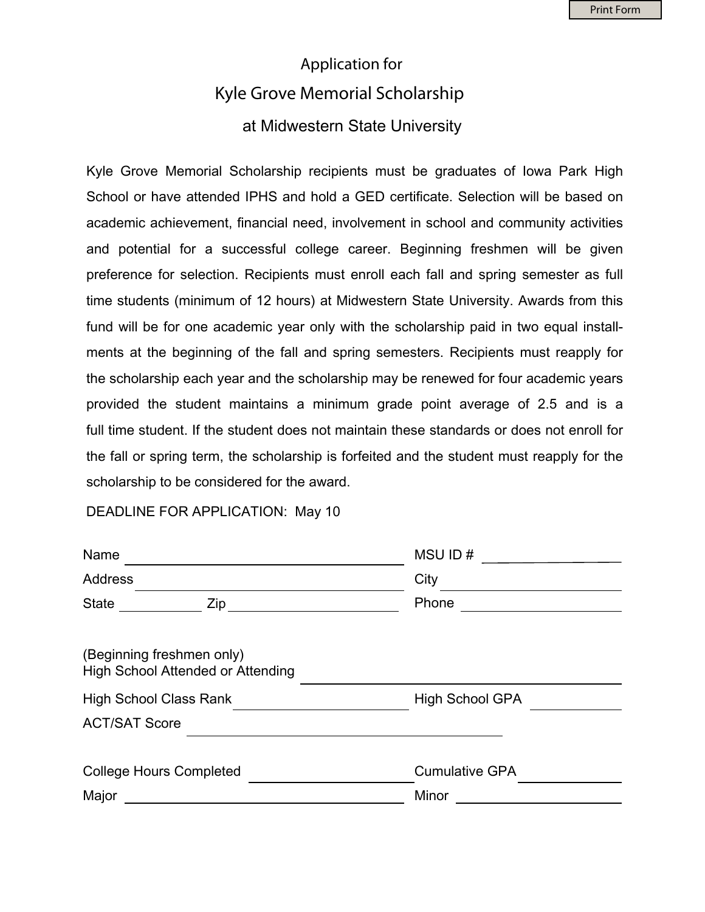Application for

# Kyle Grove Memorial Scholarship

## at Midwestern State University

Kyle Grove Memorial Scholarship recipients must be graduates of Iowa Park High School or have attended IPHS and hold a GED certificate. Selection will be based on academic achievement, financial need, involvement in school and community activities and potential for a successful college career. Beginning freshmen will be given preference for selection. Recipients must enroll each fall and spring semester as full time students (minimum of 12 hours) at Midwestern State University. Awards from this fund will be for one academic year only with the scholarship paid in two equal installments at the beginning of the fall and spring semesters. Recipients must reapply for the scholarship each year and the scholarship may be renewed for four academic years provided the student maintains a minimum grade point average of 2.5 and is a full time student. If the student does not maintain these standards or does not enroll for the fall or spring term, the scholarship is forfeited and the student must reapply for the scholarship to be considered for the award.

DEADLINE FOR APPLICATION: May 10

Name ______________________________ MSU ID # ______________

Address ______________________________ City ______________

State __________ Zip ______________ Phone ______________

(Beginning freshmen only)
High School Attended or Attending ______________________________

High School Class Rank ______________ High School GPA __________

ACT/SAT Score ______________________________

College Hours Completed ______________ Cumulative GPA __________

Major ______________________________ Minor ______________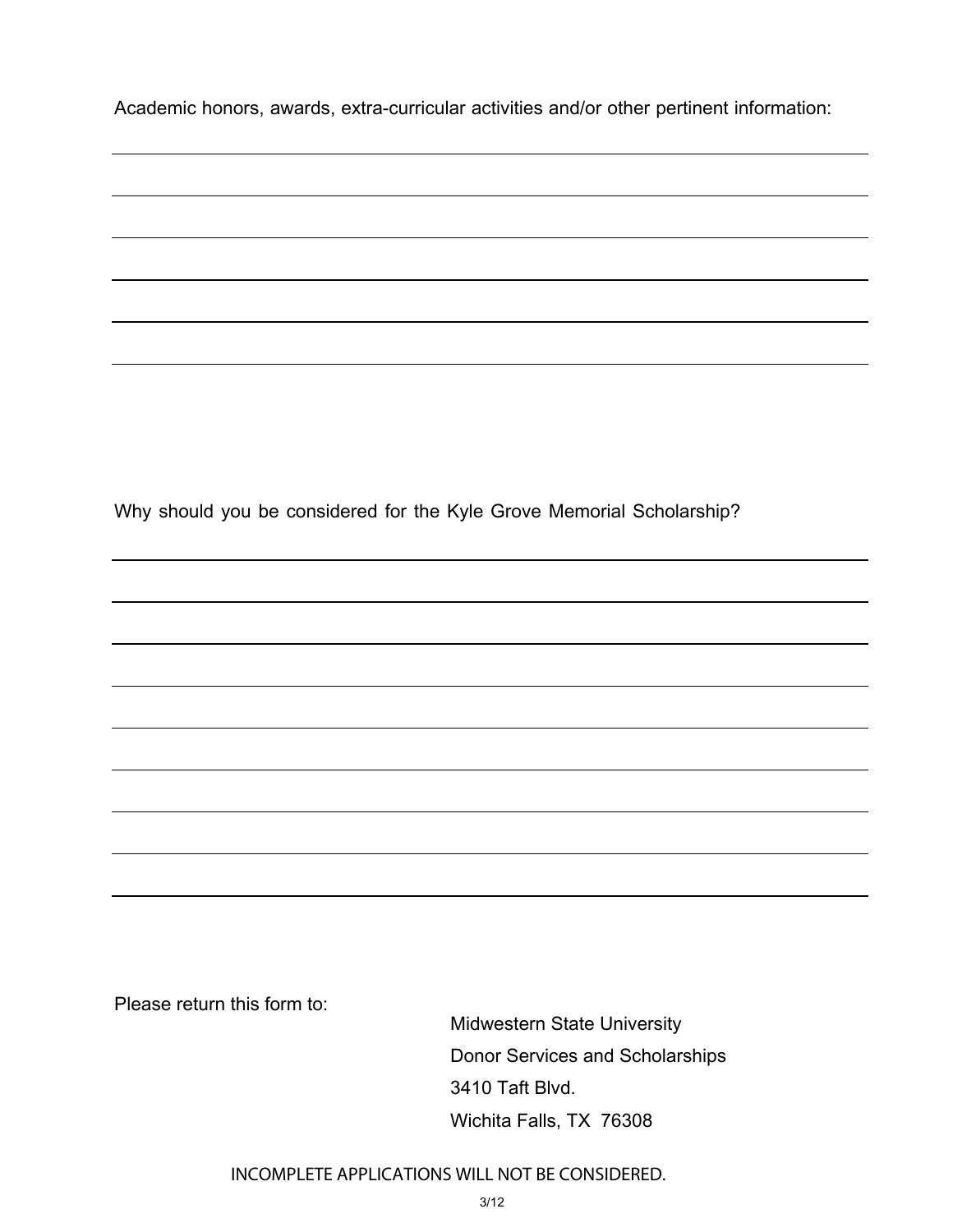Academic honors, awards, extra-curricular activities and/or other pertinent information:

Why should you be considered for the Kyle Grove Memorial Scholarship?

Please return this form to:

Midwestern State University
Donor Services and Scholarships
3410 Taft Blvd.
Wichita Falls, TX 76308

INCOMPLETE APPLICATIONS WILL NOT BE CONSIDERED.

3/12